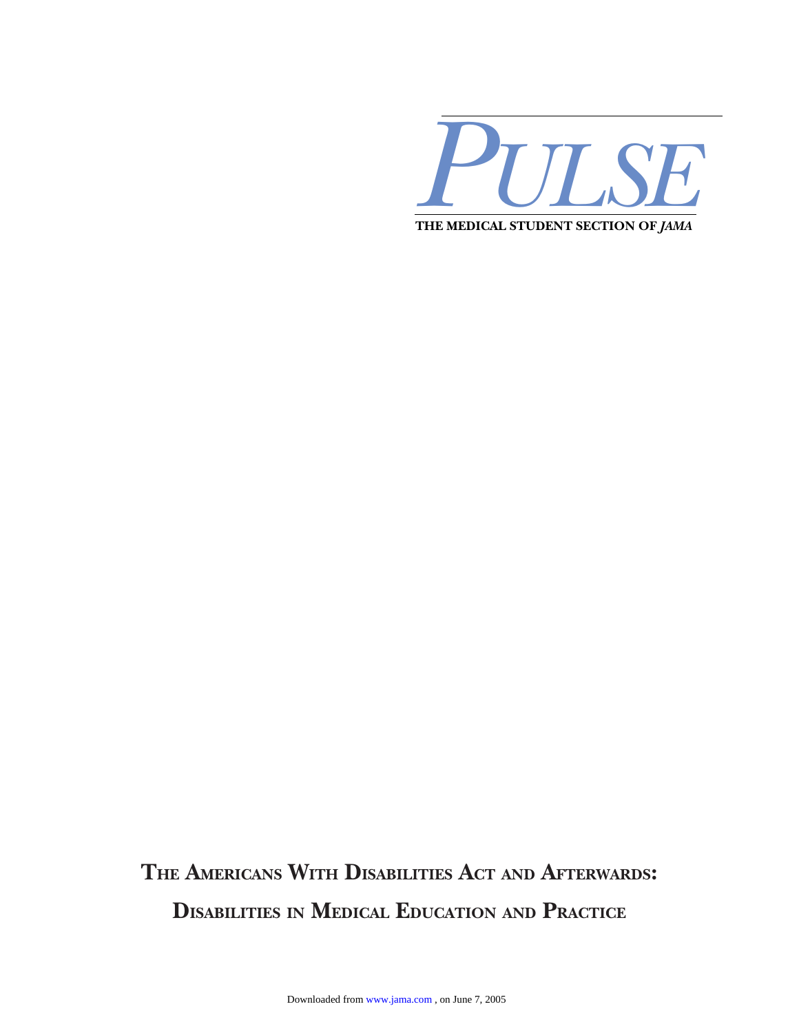# PULSE

**THE MEDICAL STUDENT SECTION OF *JAMA***

# THE AMERICANS WITH DISABILITIES ACT AND AFTERWARDS: DISABILITIES IN MEDICAL EDUCATION AND PRACTICE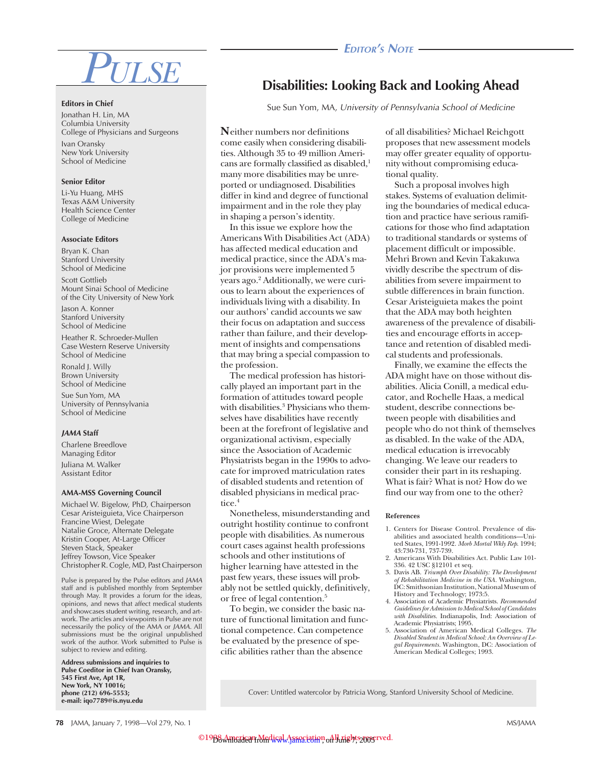# PULSE

**Editors in Chief**

Jonathan H. Lin, MA
Columbia University
College of Physicians and Surgeons

Ivan Oransky
New York University
School of Medicine

**Senior Editor**

Li-Yu Huang, MHS
Texas A&M University
Health Science Center
College of Medicine

**Associate Editors**

Bryan K. Chan
Stanford University
School of Medicine

Scott Gottlieb
Mount Sinai School of Medicine
of the City University of New York

Jason A. Konner
Stanford University
School of Medicine

Heather R. Schroeder-Mullen
Case Western Reserve University
School of Medicine

Ronald J. Willy
Brown University
School of Medicine

Sue Sun Yom, MA
University of Pennsylvania
School of Medicine

***JAMA* Staff**

Charlene Breedlove
Managing Editor

Juliana M. Walker
Assistant Editor

**AMA-MSS Governing Council**

Michael W. Bigelow, PhD, Chairperson
Cesar Aristeiguieta, Vice Chairperson
Francine Wiest, Delegate
Natalie Groce, Alternate Delegate
Kristin Cooper, At-Large Officer
Steven Stack, Speaker
Jeffrey Towson, Vice Speaker
Christopher R. Cogle, MD, Past Chairperson

Pulse is prepared by the Pulse editors and *JAMA* staff and is published monthly from September through May. It provides a forum for the ideas, opinions, and news that affect medical students and showcases student writing, research, and artwork. The articles and viewpoints in Pulse are not necessarily the policy of the AMA or *JAMA*. All submissions must be the original unpublished work of the author. Work submitted to Pulse is subject to review and editing.

**Address submissions and inquiries to Pulse Coeditor in Chief Ivan Oransky, 545 First Ave, Apt 1R, New York, NY 10016; phone (212) 696-5553; e-mail: iqo7789@is.nyu.edu**

## *EDITOR'S NOTE*

# Disabilities: Looking Back and Looking Ahead

Sue Sun Yom, MA, *University of Pennsylvania School of Medicine*

Neither numbers nor definitions come easily when considering disabilities. Although 35 to 49 million Americans are formally classified as disabled,[1] many more disabilities may be unreported or undiagnosed. Disabilities differ in kind and degree of functional impairment and in the role they play in shaping a person's identity.

In this issue we explore how the Americans With Disabilities Act (ADA) has affected medical education and medical practice, since the ADA's major provisions were implemented 5 years ago.[2] Additionally, we were curious to learn about the experiences of individuals living with a disability. In our authors' candid accounts we saw their focus on adaptation and success rather than failure, and their development of insights and compensations that may bring a special compassion to the profession.

The medical profession has historically played an important part in the formation of attitudes toward people with disabilities.[3] Physicians who themselves have disabilities have recently been at the forefront of legislative and organizational activism, especially since the Association of Academic Physiatrists began in the 1990s to advocate for improved matriculation rates of disabled students and retention of disabled physicians in medical practice.[4]

Nonetheless, misunderstanding and outright hostility continue to confront people with disabilities. As numerous court cases against health professions schools and other institutions of higher learning have attested in the past few years, these issues will probably not be settled quickly, definitively, or free of legal contention.[5]

To begin, we consider the basic nature of functional limitation and functional competence. Can competence be evaluated by the presence of specific abilities rather than the absence of all disabilities? Michael Reichgott proposes that new assessment models may offer greater equality of opportunity without compromising educational quality.

Such a proposal involves high stakes. Systems of evaluation delimiting the boundaries of medical education and practice have serious ramifications for those who find adaptation to traditional standards or systems of placement difficult or impossible. Mehri Brown and Kevin Takakuwa vividly describe the spectrum of disabilities from severe impairment to subtle differences in brain function. Cesar Aristeiguieta makes the point that the ADA may both heighten awareness of the prevalence of disabilities and encourage efforts in acceptance and retention of disabled medical students and professionals.

Finally, we examine the effects the ADA might have on those without disabilities. Alicia Conill, a medical educator, and Rochelle Haas, a medical student, describe connections between people with disabilities and people who do not think of themselves as disabled. In the wake of the ADA, medical education is irrevocably changing. We leave our readers to consider their part in its reshaping. What is fair? What is not? How do we find our way from one to the other?

**References**

1. Centers for Disease Control. Prevalence of disabilities and associated health conditions—United States, 1991-1992. *Morb Mortal Wkly Rep.* 1994; 43:730-731, 737-739.
2. Americans With Disabilities Act. Public Law 101-336. 42 USC §12101 et seq.
3. Davis AB. *Triumph Over Disability: The Development of Rehabilitation Medicine in the USA.* Washington, DC: Smithsonian Institution, National Museum of History and Technology; 1973:5.
4. Association of Academic Physiatrists. *Recommended Guidelines for Admission to Medical School of Candidates with Disabilities.* Indianapolis, Ind: Association of Academic Physiatrists; 1995.
5. Association of American Medical Colleges. *The Disabled Student in Medical School: An Overview of Legal Requirements.* Washington, DC: Association of American Medical Colleges; 1993.

Cover: Untitled watercolor by Patricia Wong, Stanford University School of Medicine.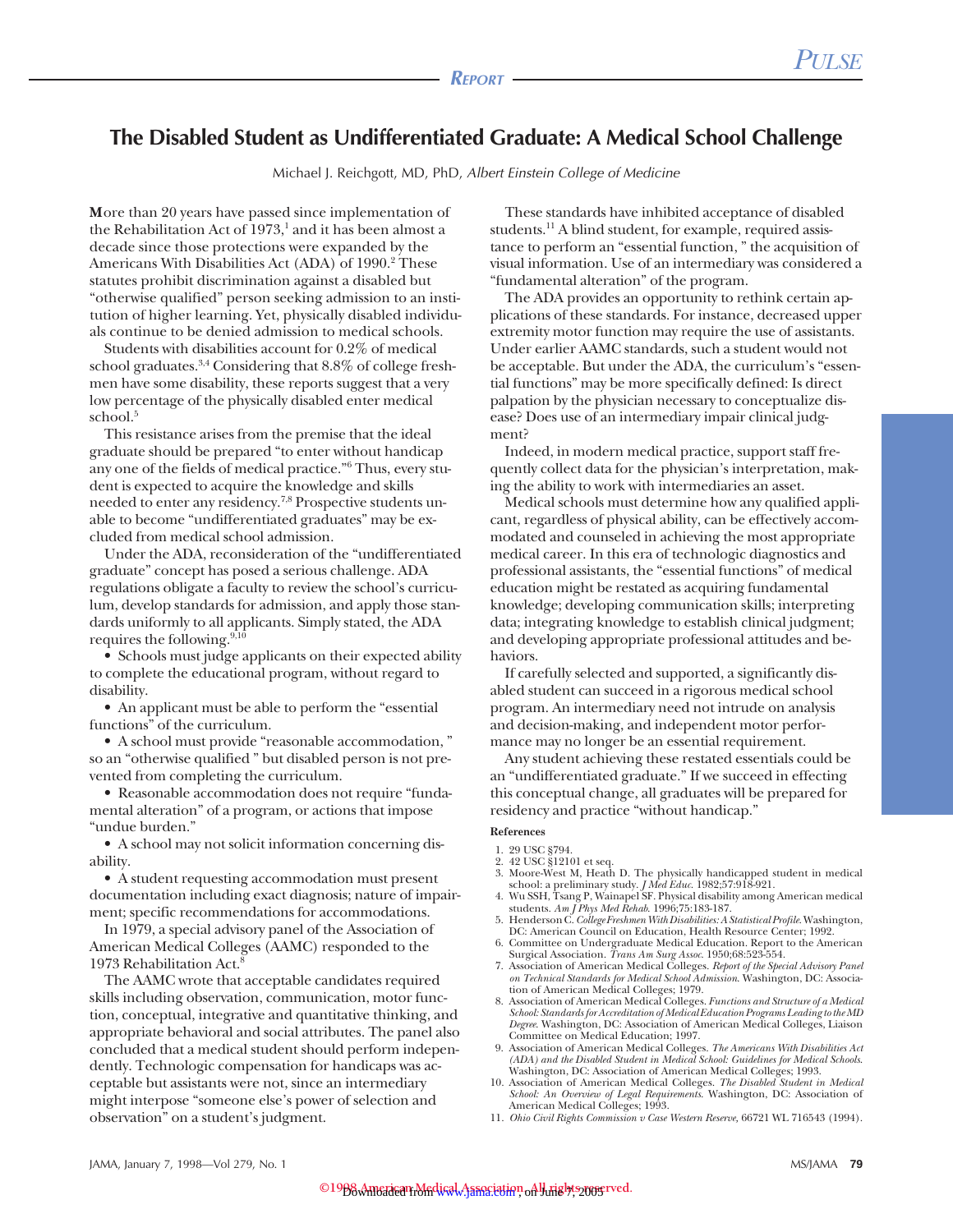# The Disabled Student as Undifferentiated Graduate: A Medical School Challenge

Michael J. Reichgott, MD, PhD, *Albert Einstein College of Medicine*

**M**ore than 20 years have passed since implementation of the Rehabilitation Act of 1973,[1] and it has been almost a decade since those protections were expanded by the Americans With Disabilities Act (ADA) of 1990.[2] These statutes prohibit discrimination against a disabled but "otherwise qualified" person seeking admission to an institution of higher learning. Yet, physically disabled individuals continue to be denied admission to medical schools.

Students with disabilities account for 0.2% of medical school graduates.[3,4] Considering that 8.8% of college freshmen have some disability, these reports suggest that a very low percentage of the physically disabled enter medical school.[5]

This resistance arises from the premise that the ideal graduate should be prepared "to enter without handicap any one of the fields of medical practice."[6] Thus, every student is expected to acquire the knowledge and skills needed to enter any residency.[7,8] Prospective students unable to become "undifferentiated graduates" may be excluded from medical school admission.

Under the ADA, reconsideration of the "undifferentiated graduate" concept has posed a serious challenge. ADA regulations obligate a faculty to review the school's curriculum, develop standards for admission, and apply those standards uniformly to all applicants. Simply stated, the ADA requires the following.[9,10]

- Schools must judge applicants on their expected ability to complete the educational program, without regard to disability.
- An applicant must be able to perform the "essential functions" of the curriculum.
- A school must provide "reasonable accommodation, " so an "otherwise qualified " but disabled person is not prevented from completing the curriculum.
- Reasonable accommodation does not require "fundamental alteration" of a program, or actions that impose "undue burden."
- A school may not solicit information concerning disability.
- A student requesting accommodation must present documentation including exact diagnosis; nature of impairment; specific recommendations for accommodations.

In 1979, a special advisory panel of the Association of American Medical Colleges (AAMC) responded to the 1973 Rehabilitation Act.[8]

The AAMC wrote that acceptable candidates required skills including observation, communication, motor function, conceptual, integrative and quantitative thinking, and appropriate behavioral and social attributes. The panel also concluded that a medical student should perform independently. Technologic compensation for handicaps was acceptable but assistants were not, since an intermediary might interpose "someone else's power of selection and observation" on a student's judgment.

These standards have inhibited acceptance of disabled students.[11] A blind student, for example, required assistance to perform an "essential function, " the acquisition of visual information. Use of an intermediary was considered a "fundamental alteration" of the program.

The ADA provides an opportunity to rethink certain applications of these standards. For instance, decreased upper extremity motor function may require the use of assistants. Under earlier AAMC standards, such a student would not be acceptable. But under the ADA, the curriculum's "essential functions" may be more specifically defined: Is direct palpation by the physician necessary to conceptualize disease? Does use of an intermediary impair clinical judgment?

Indeed, in modern medical practice, support staff frequently collect data for the physician's interpretation, making the ability to work with intermediaries an asset.

Medical schools must determine how any qualified applicant, regardless of physical ability, can be effectively accommodated and counseled in achieving the most appropriate medical career. In this era of technologic diagnostics and professional assistants, the "essential functions" of medical education might be restated as acquiring fundamental knowledge; developing communication skills; interpreting data; integrating knowledge to establish clinical judgment; and developing appropriate professional attitudes and behaviors.

If carefully selected and supported, a significantly disabled student can succeed in a rigorous medical school program. An intermediary need not intrude on analysis and decision-making, and independent motor performance may no longer be an essential requirement.

Any student achieving these restated essentials could be an "undifferentiated graduate." If we succeed in effecting this conceptual change, all graduates will be prepared for residency and practice "without handicap."

#### References

1. 29 USC §794.
2. 42 USC §12101 et seq.
3. Moore-West M, Heath D. The physically handicapped student in medical school: a preliminary study. *J Med Educ.* 1982;57:918-921.
4. Wu SSH, Tsang P, Wainapel SF. Physical disability among American medical students. *Am J Phys Med Rehab.* 1996;75:183-187.
5. Henderson C. *College Freshmen With Disabilities: A Statistical Profile.* Washington, DC: American Council on Education, Health Resource Center; 1992.
6. Committee on Undergraduate Medical Education. Report to the American Surgical Association. *Trans Am Surg Assoc.* 1950;68:523-554.
7. Association of American Medical Colleges. *Report of the Special Advisory Panel on Technical Standards for Medical School Admission.* Washington, DC: Association of American Medical Colleges; 1979.
8. Association of American Medical Colleges. *Functions and Structure of a Medical School: Standards for Accreditation of Medical Education Programs Leading to the MD Degree.* Washington, DC: Association of American Medical Colleges, Liaison Committee on Medical Education; 1997.
9. Association of American Medical Colleges. *The Americans With Disabilities Act (ADA) and the Disabled Student in Medical School: Guidelines for Medical Schools.* Washington, DC: Association of American Medical Colleges; 1993.
10. Association of American Medical Colleges. *The Disabled Student in Medical School: An Overview of Legal Requirements.* Washington, DC: Association of American Medical Colleges; 1993.
11. *Ohio Civil Rights Commission v Case Western Reserve,* 66721 WL 716543 (1994).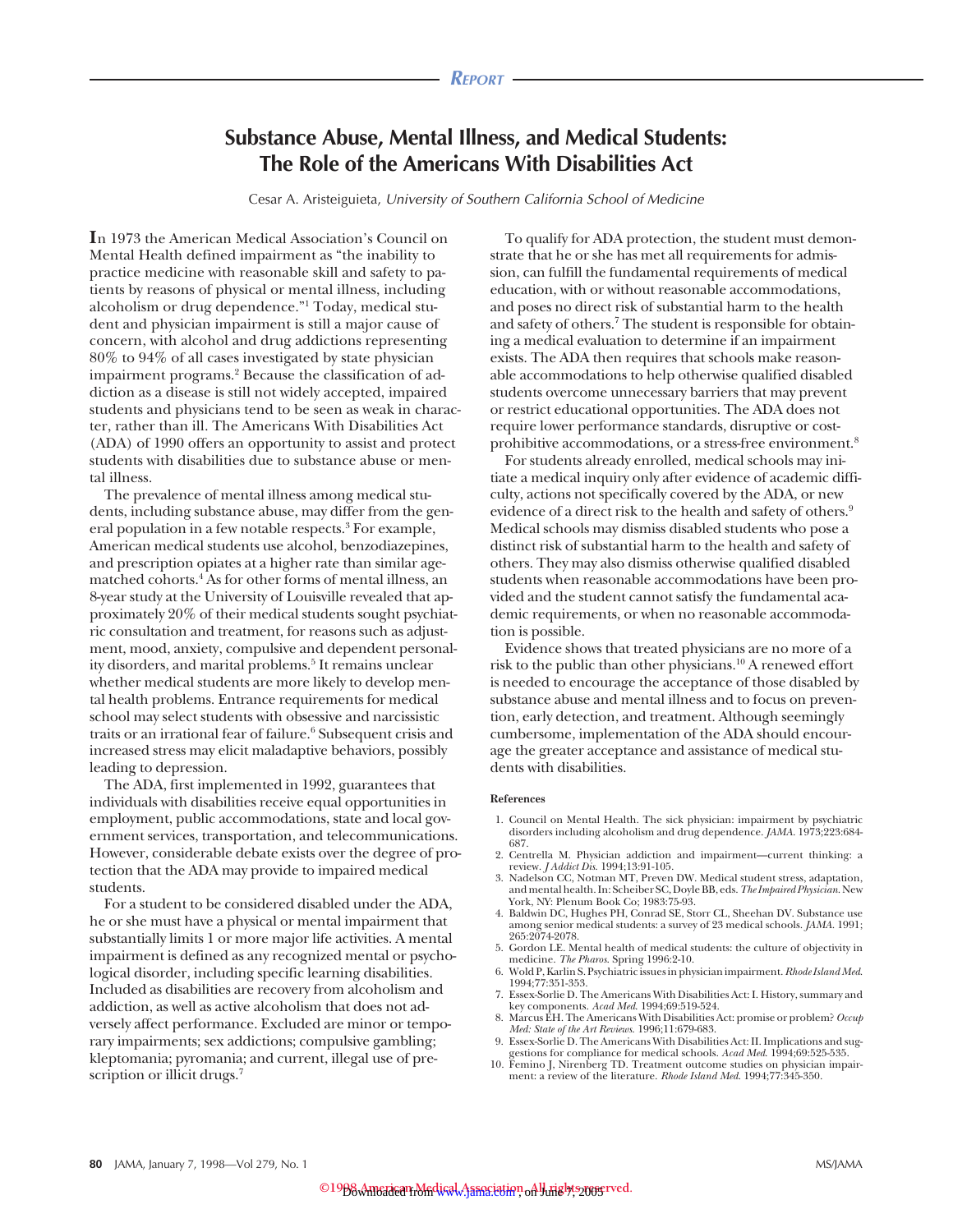*REPORT*

# Substance Abuse, Mental Illness, and Medical Students: The Role of the Americans With Disabilities Act

Cesar A. Aristeiguieta, *University of Southern California School of Medicine*

In 1973 the American Medical Association's Council on Mental Health defined impairment as "the inability to practice medicine with reasonable skill and safety to patients by reasons of physical or mental illness, including alcoholism or drug dependence."[1] Today, medical student and physician impairment is still a major cause of concern, with alcohol and drug addictions representing 80% to 94% of all cases investigated by state physician impairment programs.[2] Because the classification of addiction as a disease is still not widely accepted, impaired students and physicians tend to be seen as weak in character, rather than ill. The Americans With Disabilities Act (ADA) of 1990 offers an opportunity to assist and protect students with disabilities due to substance abuse or mental illness.

The prevalence of mental illness among medical students, including substance abuse, may differ from the general population in a few notable respects.[3] For example, American medical students use alcohol, benzodiazepines, and prescription opiates at a higher rate than similar age-matched cohorts.[4] As for other forms of mental illness, an 8-year study at the University of Louisville revealed that approximately 20% of their medical students sought psychiatric consultation and treatment, for reasons such as adjustment, mood, anxiety, compulsive and dependent personality disorders, and marital problems.[5] It remains unclear whether medical students are more likely to develop mental health problems. Entrance requirements for medical school may select students with obsessive and narcissistic traits or an irrational fear of failure.[6] Subsequent crisis and increased stress may elicit maladaptive behaviors, possibly leading to depression.

The ADA, first implemented in 1992, guarantees that individuals with disabilities receive equal opportunities in employment, public accommodations, state and local government services, transportation, and telecommunications. However, considerable debate exists over the degree of protection that the ADA may provide to impaired medical students.

For a student to be considered disabled under the ADA, he or she must have a physical or mental impairment that substantially limits 1 or more major life activities. A mental impairment is defined as any recognized mental or psychological disorder, including specific learning disabilities. Included as disabilities are recovery from alcoholism and addiction, as well as active alcoholism that does not adversely affect performance. Excluded are minor or temporary impairments; sex addictions; compulsive gambling; kleptomania; pyromania; and current, illegal use of prescription or illicit drugs.[7]

To qualify for ADA protection, the student must demonstrate that he or she has met all requirements for admission, can fulfill the fundamental requirements of medical education, with or without reasonable accommodations, and poses no direct risk of substantial harm to the health and safety of others.[7] The student is responsible for obtaining a medical evaluation to determine if an impairment exists. The ADA then requires that schools make reasonable accommodations to help otherwise qualified disabled students overcome unnecessary barriers that may prevent or restrict educational opportunities. The ADA does not require lower performance standards, disruptive or cost-prohibitive accommodations, or a stress-free environment.[8]

For students already enrolled, medical schools may initiate a medical inquiry only after evidence of academic difficulty, actions not specifically covered by the ADA, or new evidence of a direct risk to the health and safety of others.[9] Medical schools may dismiss disabled students who pose a distinct risk of substantial harm to the health and safety of others. They may also dismiss otherwise qualified disabled students when reasonable accommodations have been provided and the student cannot satisfy the fundamental academic requirements, or when no reasonable accommodation is possible.

Evidence shows that treated physicians are no more of a risk to the public than other physicians.[10] A renewed effort is needed to encourage the acceptance of those disabled by substance abuse and mental illness and to focus on prevention, early detection, and treatment. Although seemingly cumbersome, implementation of the ADA should encourage the greater acceptance and assistance of medical students with disabilities.

**References**

1. Council on Mental Health. The sick physician: impairment by psychiatric disorders including alcoholism and drug dependence. *JAMA*. 1973;223:684-687.
2. Centrella M. Physician addiction and impairment—current thinking: a review. *J Addict Dis*. 1994;13:91-105.
3. Nadelson CC, Notman MT, Preven DW. Medical student stress, adaptation, and mental health. In: Scheiber SC, Doyle BB, eds. *The Impaired Physician*. New York, NY: Plenum Book Co; 1983:75-93.
4. Baldwin DC, Hughes PH, Conrad SE, Storr CL, Sheehan DV. Substance use among senior medical students: a survey of 23 medical schools. *JAMA*. 1991;265:2074-2078.
5. Gordon LE. Mental health of medical students: the culture of objectivity in medicine. *The Pharos*. Spring 1996:2-10.
6. Wold P, Karlin S. Psychiatric issues in physician impairment. *Rhode Island Med*. 1994;77:351-353.
7. Essex-Sorlie D. The Americans With Disabilities Act: I. History, summary and key components. *Acad Med*. 1994;69:519-524.
8. Marcus EH. The Americans With Disabilities Act: promise or problem? *Occup Med: State of the Art Reviews*. 1996;11:679-683.
9. Essex-Sorlie D. The Americans With Disabilities Act: II. Implications and suggestions for compliance for medical schools. *Acad Med*. 1994;69:525-535.
10. Femino J, Nirenberg TD. Treatment outcome studies on physician impairment: a review of the literature. *Rhode Island Med*. 1994;77:345-350.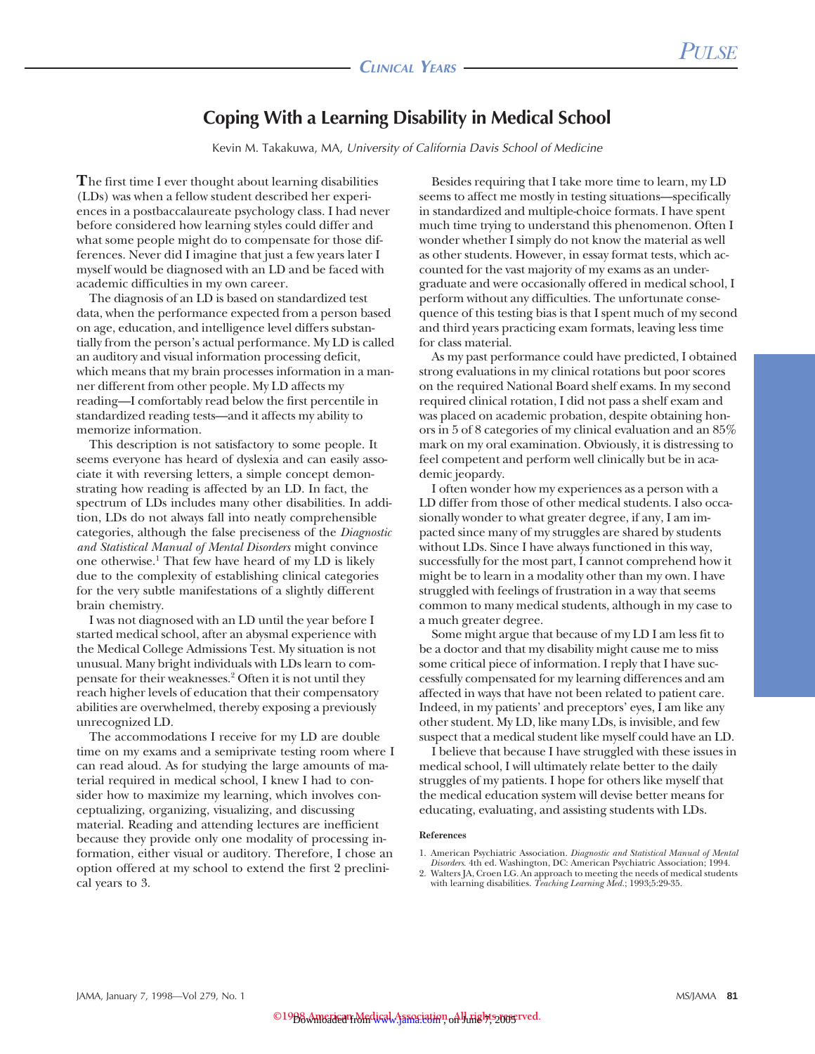# Coping With a Learning Disability in Medical School

Kevin M. Takakuwa, MA, *University of California Davis School of Medicine*

The first time I ever thought about learning disabilities (LDs) was when a fellow student described her experiences in a postbaccalaureate psychology class. I had never before considered how learning styles could differ and what some people might do to compensate for those differences. Never did I imagine that just a few years later I myself would be diagnosed with an LD and be faced with academic difficulties in my own career.

The diagnosis of an LD is based on standardized test data, when the performance expected from a person based on age, education, and intelligence level differs substantially from the person's actual performance. My LD is called an auditory and visual information processing deficit, which means that my brain processes information in a manner different from other people. My LD affects my reading—I comfortably read below the first percentile in standardized reading tests—and it affects my ability to memorize information.

This description is not satisfactory to some people. It seems everyone has heard of dyslexia and can easily associate it with reversing letters, a simple concept demonstrating how reading is affected by an LD. In fact, the spectrum of LDs includes many other disabilities. In addition, LDs do not always fall into neatly comprehensible categories, although the false preciseness of the *Diagnostic and Statistical Manual of Mental Disorders* might convince one otherwise.[1] That few have heard of my LD is likely due to the complexity of establishing clinical categories for the very subtle manifestations of a slightly different brain chemistry.

I was not diagnosed with an LD until the year before I started medical school, after an abysmal experience with the Medical College Admissions Test. My situation is not unusual. Many bright individuals with LDs learn to compensate for their weaknesses.[2] Often it is not until they reach higher levels of education that their compensatory abilities are overwhelmed, thereby exposing a previously unrecognized LD.

The accommodations I receive for my LD are double time on my exams and a semiprivate testing room where I can read aloud. As for studying the large amounts of material required in medical school, I knew I had to consider how to maximize my learning, which involves conceptualizing, organizing, visualizing, and discussing material. Reading and attending lectures are inefficient because they provide only one modality of processing information, either visual or auditory. Therefore, I chose an option offered at my school to extend the first 2 preclinical years to 3.

Besides requiring that I take more time to learn, my LD seems to affect me mostly in testing situations—specifically in standardized and multiple-choice formats. I have spent much time trying to understand this phenomenon. Often I wonder whether I simply do not know the material as well as other students. However, in essay format tests, which accounted for the vast majority of my exams as an undergraduate and were occasionally offered in medical school, I perform without any difficulties. The unfortunate consequence of this testing bias is that I spent much of my second and third years practicing exam formats, leaving less time for class material.

As my past performance could have predicted, I obtained strong evaluations in my clinical rotations but poor scores on the required National Board shelf exams. In my second required clinical rotation, I did not pass a shelf exam and was placed on academic probation, despite obtaining honors in 5 of 8 categories of my clinical evaluation and an 85% mark on my oral examination. Obviously, it is distressing to feel competent and perform well clinically but be in academic jeopardy.

I often wonder how my experiences as a person with a LD differ from those of other medical students. I also occasionally wonder to what greater degree, if any, I am impacted since many of my struggles are shared by students without LDs. Since I have always functioned in this way, successfully for the most part, I cannot comprehend how it might be to learn in a modality other than my own. I have struggled with feelings of frustration in a way that seems common to many medical students, although in my case to a much greater degree.

Some might argue that because of my LD I am less fit to be a doctor and that my disability might cause me to miss some critical piece of information. I reply that I have successfully compensated for my learning differences and am affected in ways that have not been related to patient care. Indeed, in my patients' and preceptors' eyes, I am like any other student. My LD, like many LDs, is invisible, and few suspect that a medical student like myself could have an LD.

I believe that because I have struggled with these issues in medical school, I will ultimately relate better to the daily struggles of my patients. I hope for others like myself that the medical education system will devise better means for educating, evaluating, and assisting students with LDs.

**References**

1. American Psychiatric Association. *Diagnostic and Statistical Manual of Mental Disorders*. 4th ed. Washington, DC: American Psychiatric Association; 1994.
2. Walters JA, Croen LG. An approach to meeting the needs of medical students with learning disabilities. *Teaching Learning Med*.; 1993;5:29-35.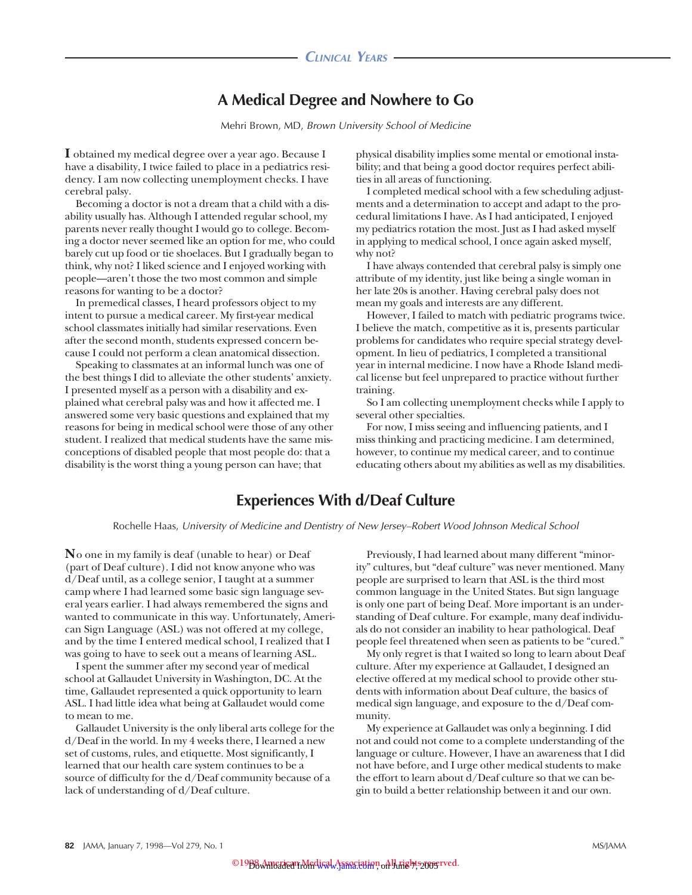## A Medical Degree and Nowhere to Go

Mehri Brown, MD, *Brown University School of Medicine*

I obtained my medical degree over a year ago. Because I have a disability, I twice failed to place in a pediatrics residency. I am now collecting unemployment checks. I have cerebral palsy.

Becoming a doctor is not a dream that a child with a disability usually has. Although I attended regular school, my parents never really thought I would go to college. Becoming a doctor never seemed like an option for me, who could barely cut up food or tie shoelaces. But I gradually began to think, why not? I liked science and I enjoyed working with people—aren't those the two most common and simple reasons for wanting to be a doctor?

In premedical classes, I heard professors object to my intent to pursue a medical career. My first-year medical school classmates initially had similar reservations. Even after the second month, students expressed concern because I could not perform a clean anatomical dissection.

Speaking to classmates at an informal lunch was one of the best things I did to alleviate the other students' anxiety. I presented myself as a person with a disability and explained what cerebral palsy was and how it affected me. I answered some very basic questions and explained that my reasons for being in medical school were those of any other student. I realized that medical students have the same misconceptions of disabled people that most people do: that a disability is the worst thing a young person can have; that physical disability implies some mental or emotional instability; and that being a good doctor requires perfect abilities in all areas of functioning.

I completed medical school with a few scheduling adjustments and a determination to accept and adapt to the procedural limitations I have. As I had anticipated, I enjoyed my pediatrics rotation the most. Just as I had asked myself in applying to medical school, I once again asked myself, why not?

I have always contended that cerebral palsy is simply one attribute of my identity, just like being a single woman in her late 20s is another. Having cerebral palsy does not mean my goals and interests are any different.

However, I failed to match with pediatric programs twice. I believe the match, competitive as it is, presents particular problems for candidates who require special strategy development. In lieu of pediatrics, I completed a transitional year in internal medicine. I now have a Rhode Island medical license but feel unprepared to practice without further training.

So I am collecting unemployment checks while I apply to several other specialties.

For now, I miss seeing and influencing patients, and I miss thinking and practicing medicine. I am determined, however, to continue my medical career, and to continue educating others about my abilities as well as my disabilities.

## Experiences With d/Deaf Culture

Rochelle Haas, *University of Medicine and Dentistry of New Jersey–Robert Wood Johnson Medical School*

No one in my family is deaf (unable to hear) or Deaf (part of Deaf culture). I did not know anyone who was d/Deaf until, as a college senior, I taught at a summer camp where I had learned some basic sign language several years earlier. I had always remembered the signs and wanted to communicate in this way. Unfortunately, American Sign Language (ASL) was not offered at my college, and by the time I entered medical school, I realized that I was going to have to seek out a means of learning ASL.

I spent the summer after my second year of medical school at Gallaudet University in Washington, DC. At the time, Gallaudet represented a quick opportunity to learn ASL. I had little idea what being at Gallaudet would come to mean to me.

Gallaudet University is the only liberal arts college for the d/Deaf in the world. In my 4 weeks there, I learned a new set of customs, rules, and etiquette. Most significantly, I learned that our health care system continues to be a source of difficulty for the d/Deaf community because of a lack of understanding of d/Deaf culture.

Previously, I had learned about many different "minority" cultures, but "deaf culture" was never mentioned. Many people are surprised to learn that ASL is the third most common language in the United States. But sign language is only one part of being Deaf. More important is an understanding of Deaf culture. For example, many deaf individuals do not consider an inability to hear pathological. Deaf people feel threatened when seen as patients to be "cured."

My only regret is that I waited so long to learn about Deaf culture. After my experience at Gallaudet, I designed an elective offered at my medical school to provide other students with information about Deaf culture, the basics of medical sign language, and exposure to the d/Deaf community.

My experience at Gallaudet was only a beginning. I did not and could not come to a complete understanding of the language or culture. However, I have an awareness that I did not have before, and I urge other medical students to make the effort to learn about d/Deaf culture so that we can begin to build a better relationship between it and our own.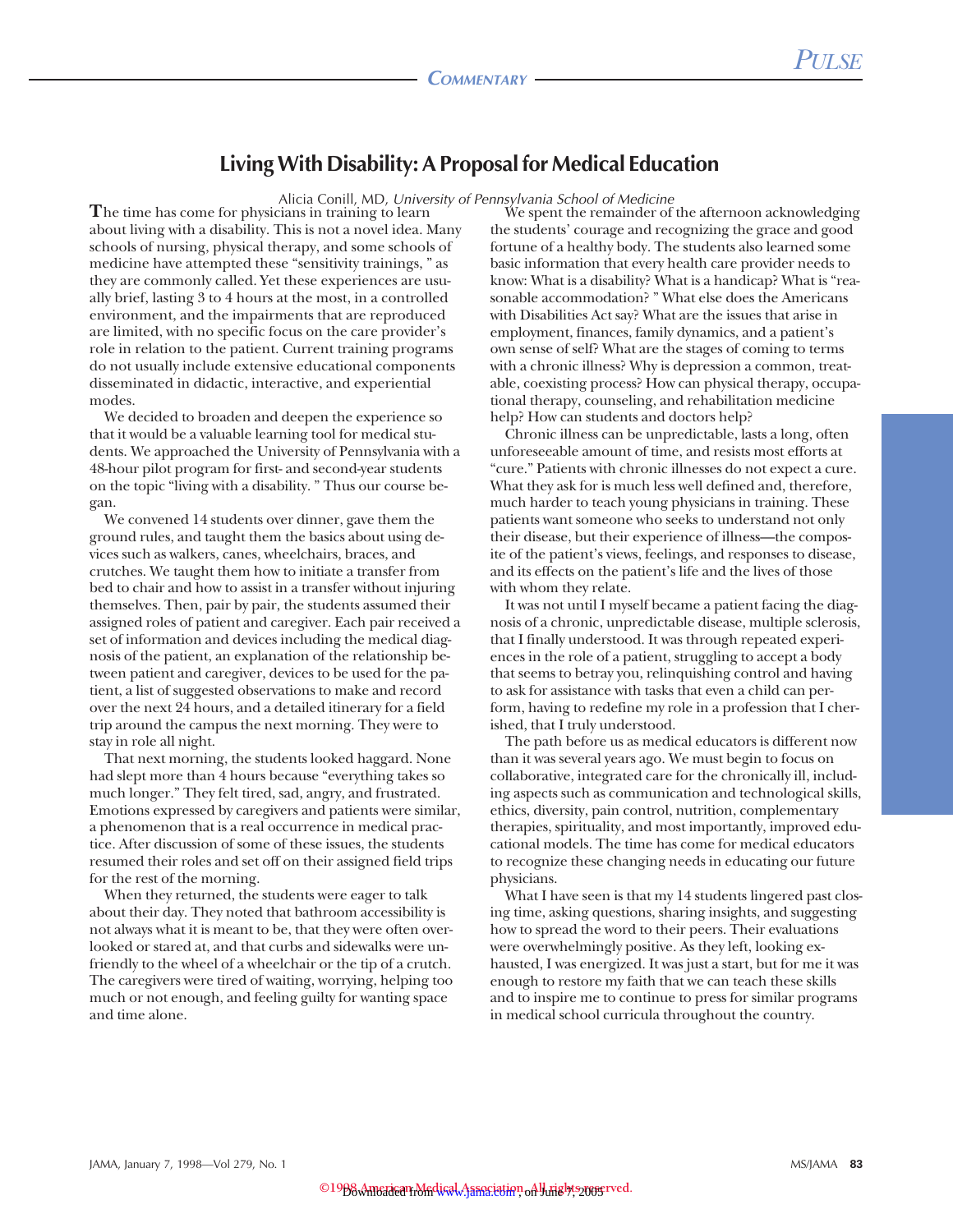# Living With Disability: A Proposal for Medical Education

Alicia Conill, MD, *University of Pennsylvania School of Medicine*

The time has come for physicians in training to learn about living with a disability. This is not a novel idea. Many schools of nursing, physical therapy, and some schools of medicine have attempted these "sensitivity trainings, " as they are commonly called. Yet these experiences are usually brief, lasting 3 to 4 hours at the most, in a controlled environment, and the impairments that are reproduced are limited, with no specific focus on the care provider's role in relation to the patient. Current training programs do not usually include extensive educational components disseminated in didactic, interactive, and experiential modes.

We decided to broaden and deepen the experience so that it would be a valuable learning tool for medical students. We approached the University of Pennsylvania with a 48-hour pilot program for first- and second-year students on the topic "living with a disability. " Thus our course began.

We convened 14 students over dinner, gave them the ground rules, and taught them the basics about using devices such as walkers, canes, wheelchairs, braces, and crutches. We taught them how to initiate a transfer from bed to chair and how to assist in a transfer without injuring themselves. Then, pair by pair, the students assumed their assigned roles of patient and caregiver. Each pair received a set of information and devices including the medical diagnosis of the patient, an explanation of the relationship between patient and caregiver, devices to be used for the patient, a list of suggested observations to make and record over the next 24 hours, and a detailed itinerary for a field trip around the campus the next morning. They were to stay in role all night.

That next morning, the students looked haggard. None had slept more than 4 hours because "everything takes so much longer." They felt tired, sad, angry, and frustrated. Emotions expressed by caregivers and patients were similar, a phenomenon that is a real occurrence in medical practice. After discussion of some of these issues, the students resumed their roles and set off on their assigned field trips for the rest of the morning.

When they returned, the students were eager to talk about their day. They noted that bathroom accessibility is not always what it is meant to be, that they were often overlooked or stared at, and that curbs and sidewalks were unfriendly to the wheel of a wheelchair or the tip of a crutch. The caregivers were tired of waiting, worrying, helping too much or not enough, and feeling guilty for wanting space and time alone.

We spent the remainder of the afternoon acknowledging the students' courage and recognizing the grace and good fortune of a healthy body. The students also learned some basic information that every health care provider needs to know: What is a disability? What is a handicap? What is "reasonable accommodation? " What else does the Americans with Disabilities Act say? What are the issues that arise in employment, finances, family dynamics, and a patient's own sense of self? What are the stages of coming to terms with a chronic illness? Why is depression a common, treatable, coexisting process? How can physical therapy, occupational therapy, counseling, and rehabilitation medicine help? How can students and doctors help?

Chronic illness can be unpredictable, lasts a long, often unforeseeable amount of time, and resists most efforts at "cure." Patients with chronic illnesses do not expect a cure. What they ask for is much less well defined and, therefore, much harder to teach young physicians in training. These patients want someone who seeks to understand not only their disease, but their experience of illness—the composite of the patient's views, feelings, and responses to disease, and its effects on the patient's life and the lives of those with whom they relate.

It was not until I myself became a patient facing the diagnosis of a chronic, unpredictable disease, multiple sclerosis, that I finally understood. It was through repeated experiences in the role of a patient, struggling to accept a body that seems to betray you, relinquishing control and having to ask for assistance with tasks that even a child can perform, having to redefine my role in a profession that I cherished, that I truly understood.

The path before us as medical educators is different now than it was several years ago. We must begin to focus on collaborative, integrated care for the chronically ill, including aspects such as communication and technological skills, ethics, diversity, pain control, nutrition, complementary therapies, spirituality, and most importantly, improved educational models. The time has come for medical educators to recognize these changing needs in educating our future physicians.

What I have seen is that my 14 students lingered past closing time, asking questions, sharing insights, and suggesting how to spread the word to their peers. Their evaluations were overwhelmingly positive. As they left, looking exhausted, I was energized. It was just a start, but for me it was enough to restore my faith that we can teach these skills and to inspire me to continue to press for similar programs in medical school curricula throughout the country.